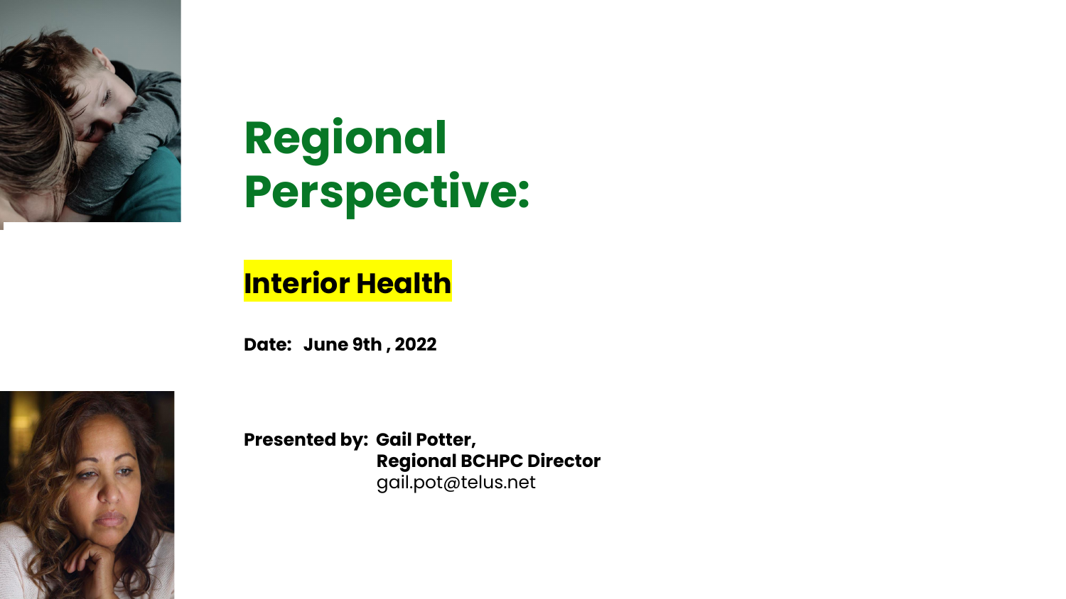# Regional Perspective:

## Interior Health

**Date: June 9th , 2022**

**Presented by: Gail Potter,**
**Regional BCHPC Director**
gail.pot@telus.net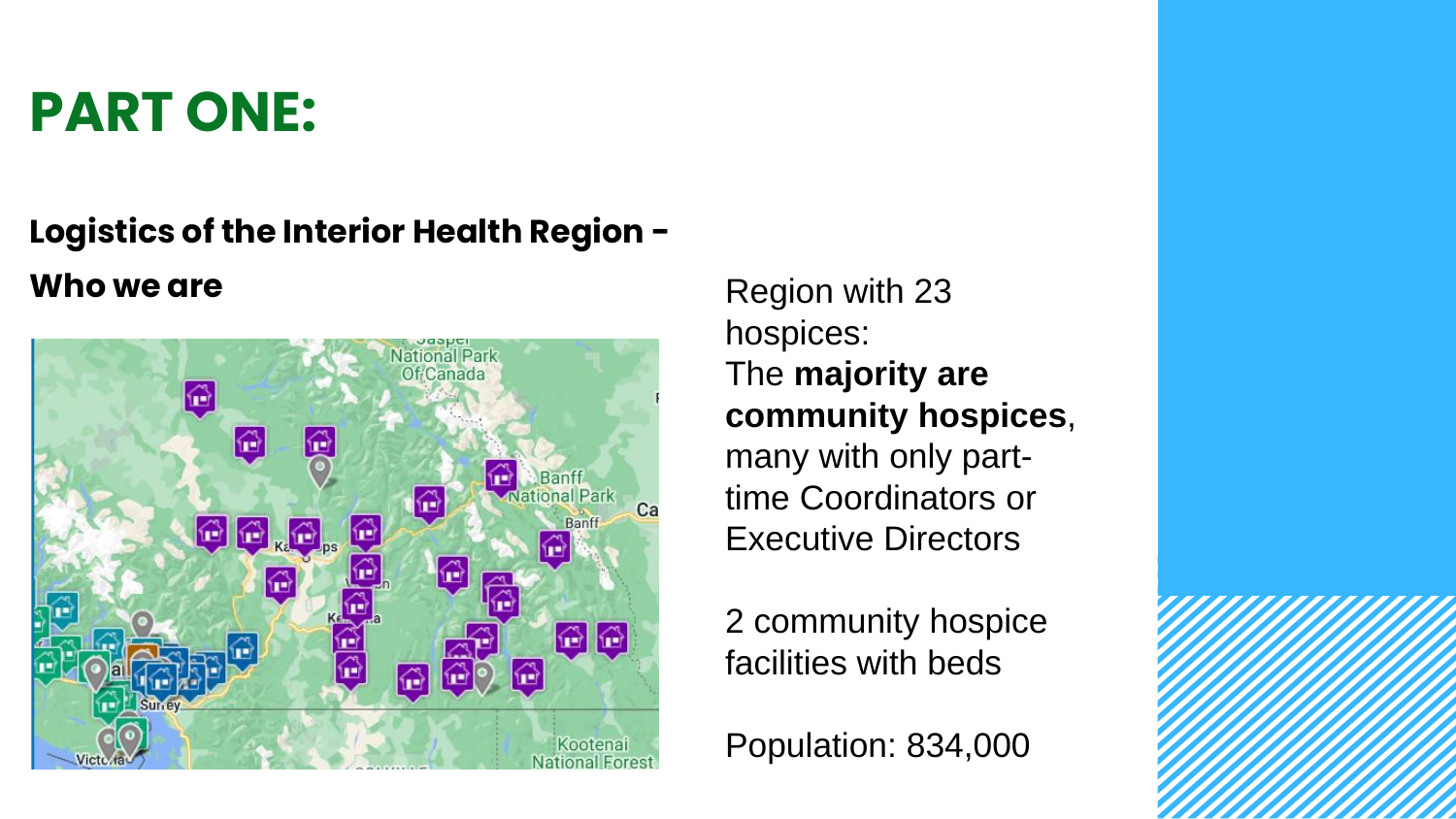# PART ONE:

**Logistics of the Interior Health Region - Who we are**

Region with 23 hospices:
The **majority are community hospices**, many with only part-time Coordinators or Executive Directors

2 community hospice facilities with beds

Population: 834,000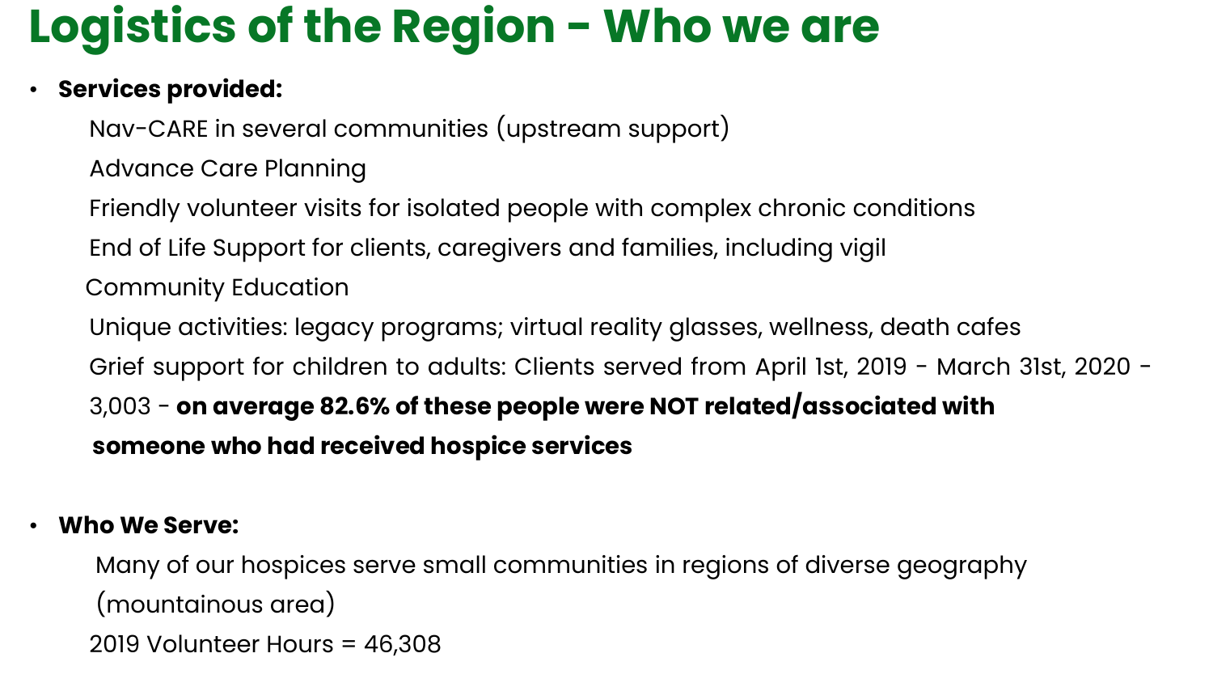# Logistics of the Region - Who we are

- **Services provided:**

  Nav-CARE in several communities (upstream support)

  Advance Care Planning

  Friendly volunteer visits for isolated people with complex chronic conditions

  End of Life Support for clients, caregivers and families, including vigil

  Community Education

  Unique activities: legacy programs; virtual reality glasses, wellness, death cafes

  Grief support for children to adults: Clients served from April 1st, 2019 - March 31st, 2020 - 3,003 - **on average 82.6% of these people were NOT related/associated with someone who had received hospice services**

- **Who We Serve:**

  Many of our hospices serve small communities in regions of diverse geography (mountainous area)

  2019 Volunteer Hours = 46,308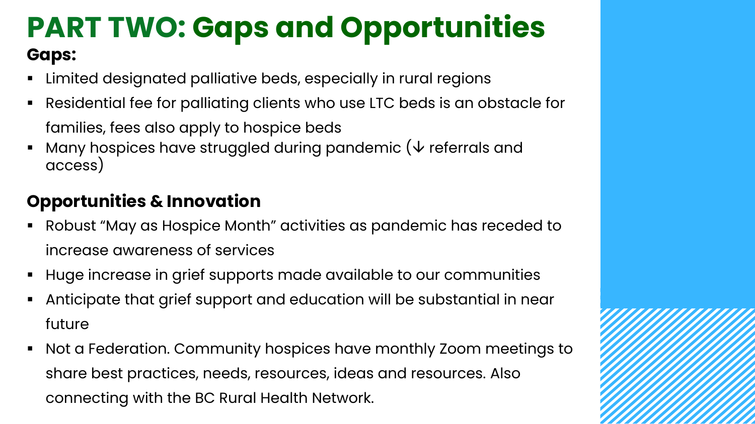# PART TWO: Gaps and Opportunities

**Gaps:**

- Limited designated palliative beds, especially in rural regions
- Residential fee for palliating clients who use LTC beds is an obstacle for families, fees also apply to hospice beds
- Many hospices have struggled during pandemic (↓ referrals and access)

**Opportunities & Innovation**

- Robust "May as Hospice Month" activities as pandemic has receded to increase awareness of services
- Huge increase in grief supports made available to our communities
- Anticipate that grief support and education will be substantial in near future
- Not a Federation. Community hospices have monthly Zoom meetings to share best practices, needs, resources, ideas and resources. Also connecting with the BC Rural Health Network.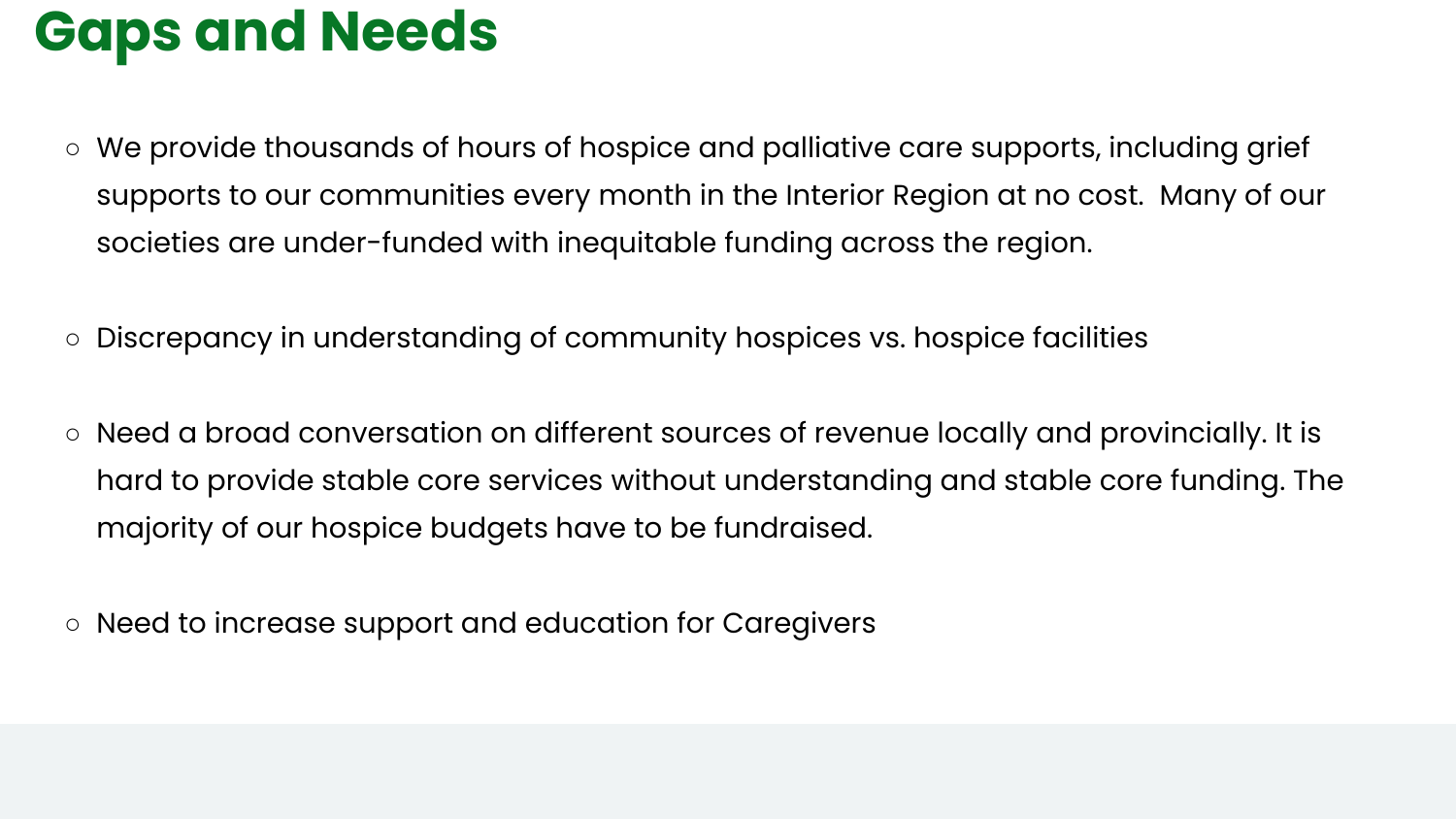# Gaps and Needs

- We provide thousands of hours of hospice and palliative care supports, including grief supports to our communities every month in the Interior Region at no cost.  Many of our societies are under-funded with inequitable funding across the region.

- Discrepancy in understanding of community hospices vs. hospice facilities

- Need a broad conversation on different sources of revenue locally and provincially. It is hard to provide stable core services without understanding and stable core funding. The majority of our hospice budgets have to be fundraised.

- Need to increase support and education for Caregivers